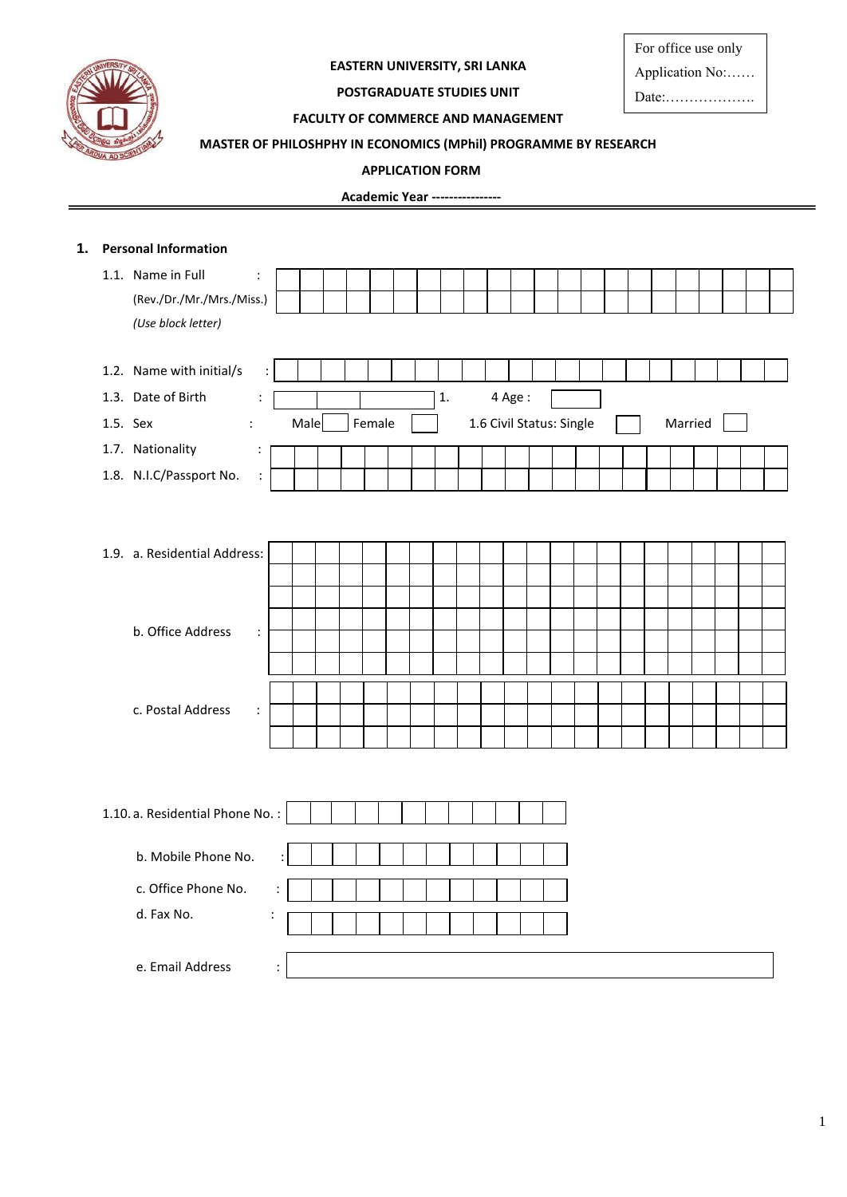For office use only

Application No:……

Date:……………….

**EASTERN UNIVERSITY, SRI LANKA**

**POSTGRADUATE STUDIES UNIT**

**FACULTY OF COMMERCE AND MANAGEMENT**

**MASTER OF PHILOSHPHY IN ECONOMICS (MPhil) PROGRAMME BY RESEARCH**

**APPLICATION FORM**

**Academic Year ---------------**

**1. Personal Information**

1.1. Name in Full : 
(Rev./Dr./Mr./Mrs./Miss.)
*(Use block letter)*

1.2. Name with initial/s :

1.3. Date of Birth : 1. 4 Age :

1.5. Sex : Male Female 1.6 Civil Status: Single Married

1.7. Nationality :

1.8. N.I.C/Passport No. :

1.9. a. Residential Address:

b. Office Address :

c. Postal Address :

1.10. a. Residential Phone No. :

b. Mobile Phone No. :

c. Office Phone No. :

d. Fax No. :

e. Email Address :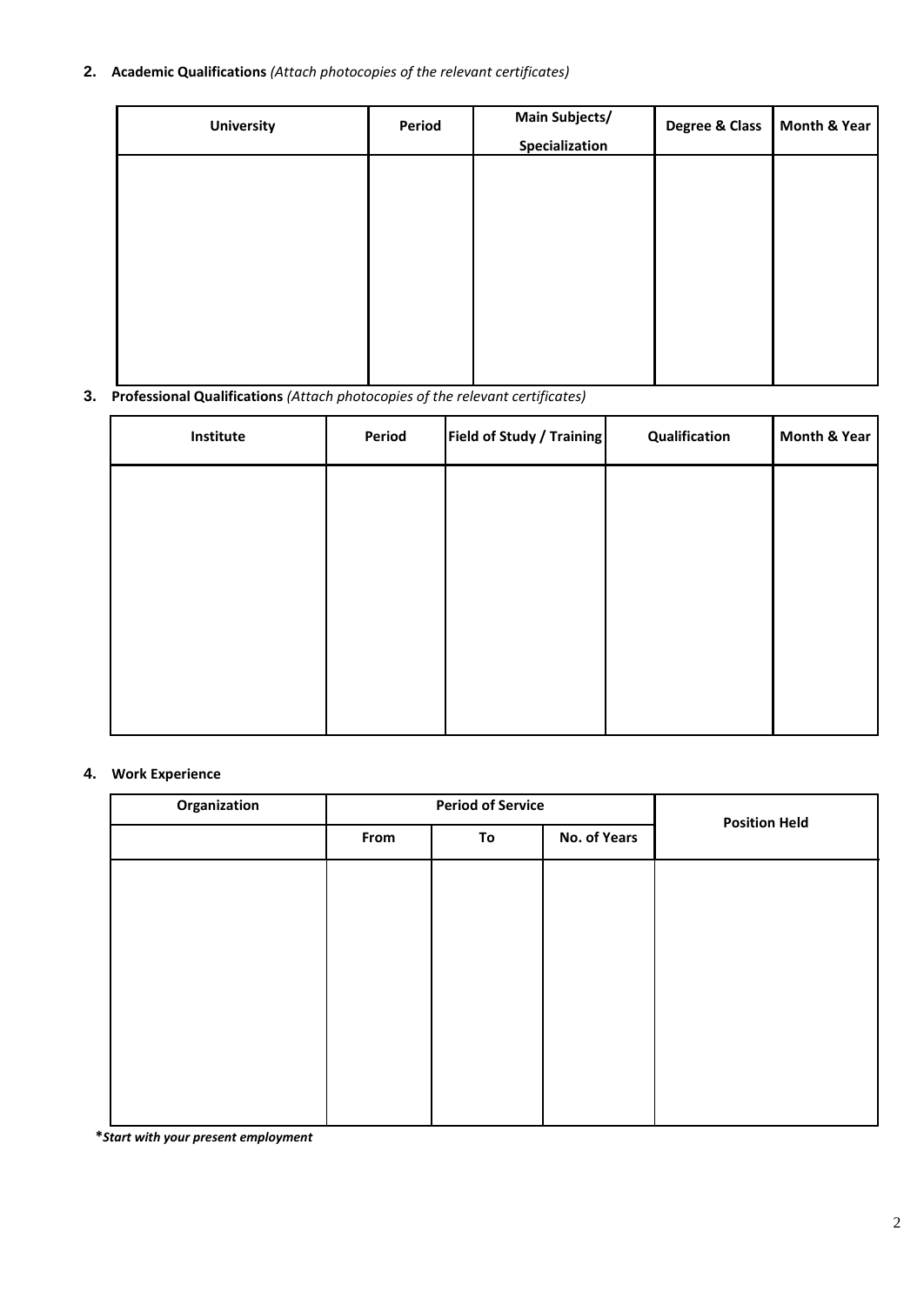**2. Academic Qualifications** *(Attach photocopies of the relevant certificates)*

| University | Period | Main Subjects/ Specialization | Degree & Class | Month & Year |
|---|---|---|---|---|
| | | | | |

**3. Professional Qualifications** *(Attach photocopies of the relevant certificates)*

| Institute | Period | Field of Study / Training | Qualification | Month & Year |
|---|---|---|---|---|
| | | | | |

**4. Work Experience**

| Organization | Period of Service | | | Position Held |
|---|---|---|---|---|
| | From | To | No. of Years | |
| | | | | |

***Start with your present employment***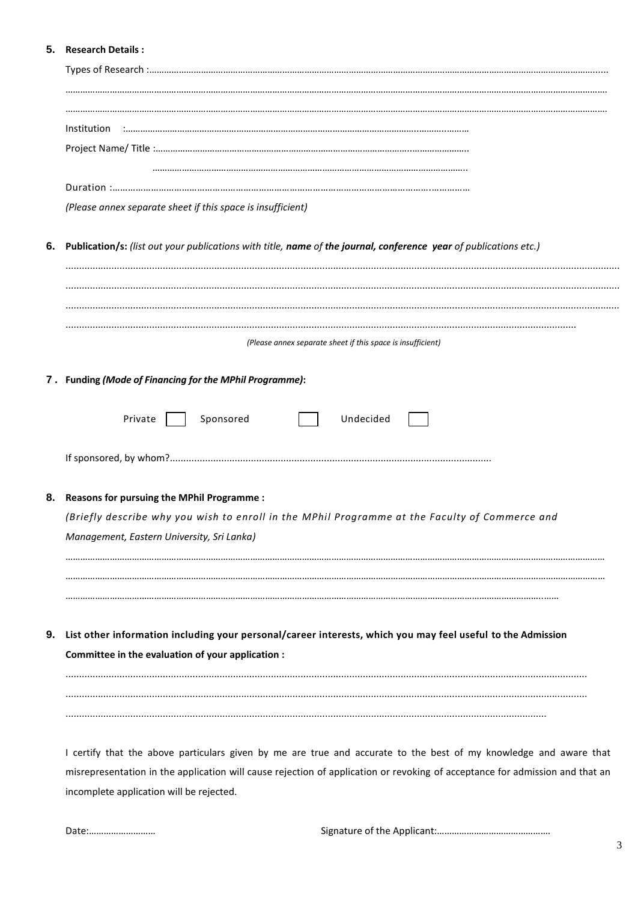**5. Research Details :**

Types of Research :……………………………………………………………………………………………………………………………………………………

……………………………………………………………………………………………………………………………………………………………………………

……………………………………………………………………………………………………………………………………………………………………………

Institution :…………………………………………………………………………………………………………………………

Project Name/ Title :………………………………………………………………………………………………………………

………………………………………………………………………………………………………………

Duration :……………………………………………………………………………………………………………………………

*(Please annex separate sheet if this space is insufficient)*

**6. Publication/s:** *(list out your publications with title,* ***name*** *of* ***the journal, conference year*** *of publications etc.)*

……………………………………………………………………………………………………………………………………………………………………………

……………………………………………………………………………………………………………………………………………………………………………

……………………………………………………………………………………………………………………………………………………………………………

……………………………………………………………………………………………………………………………………………………………………

*(Please annex separate sheet if this space is insufficient)*

**7. Funding** ***(Mode of Financing for the MPhil Programme)*****:**

Private ☐ Sponsored ☐ Undecided ☐

If sponsored, by whom?……………………………………………………………………………………………………

**8. Reasons for pursuing the MPhil Programme :**

*(Briefly describe why you wish to enroll in the MPhil Programme at the Faculty of Commerce and Management, Eastern University, Sri Lanka)*

……………………………………………………………………………………………………………………………………………………………………………

……………………………………………………………………………………………………………………………………………………………………………

……………………………………………………………………………………………………………………………………………………………………

**9. List other information including your personal/career interests, which you may feel useful to the Admission Committee in the evaluation of your application :**

……………………………………………………………………………………………………………………………………………………………………………

……………………………………………………………………………………………………………………………………………………………………………

……………………………………………………………………………………………………………………………………………………………………

I certify that the above particulars given by me are true and accurate to the best of my knowledge and aware that misrepresentation in the application will cause rejection of application or revoking of acceptance for admission and that an incomplete application will be rejected.

Date:……………………… Signature of the Applicant:………………………………………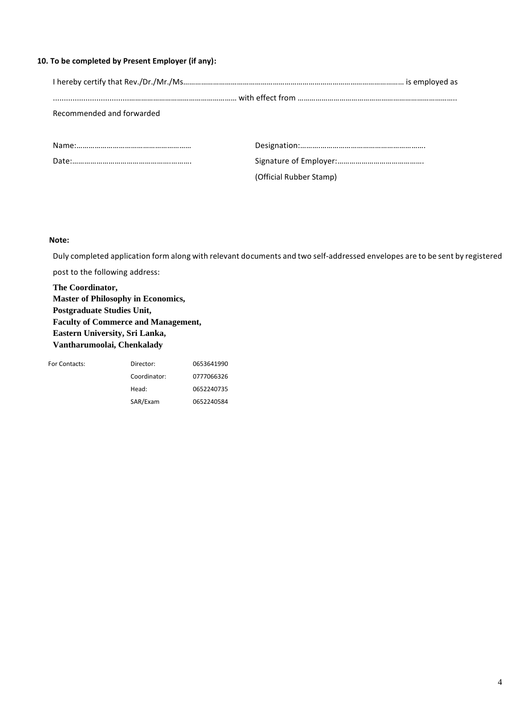**10. To be completed by Present Employer (if any):**

I hereby certify that Rev./Dr./Mr./Ms……………………………………………………………………………………………… is employed as

....................................……………………………………… with effect from ……………………………………………………………………..

Recommended and forwarded

Name:…………………………………………………

Designation:…………………………………………………….

Date:…………………………………………………..

Signature of Employer:…………………………………….

(Official Rubber Stamp)

**Note:**

Duly completed application form along with relevant documents and two self-addressed envelopes are to be sent by registered post to the following address:

**The Coordinator,**
**Master of Philosophy in Economics,**
**Postgraduate Studies Unit,**
**Faculty of Commerce and Management,**
**Eastern University, Sri Lanka,**
**Vantharumoolai, Chenkalady**

| | | |
|---|---|---|
| For Contacts: | Director: | 0653641990 |
| | Coordinator: | 0777066326 |
| | Head: | 0652240735 |
| | SAR/Exam | 0652240584 |